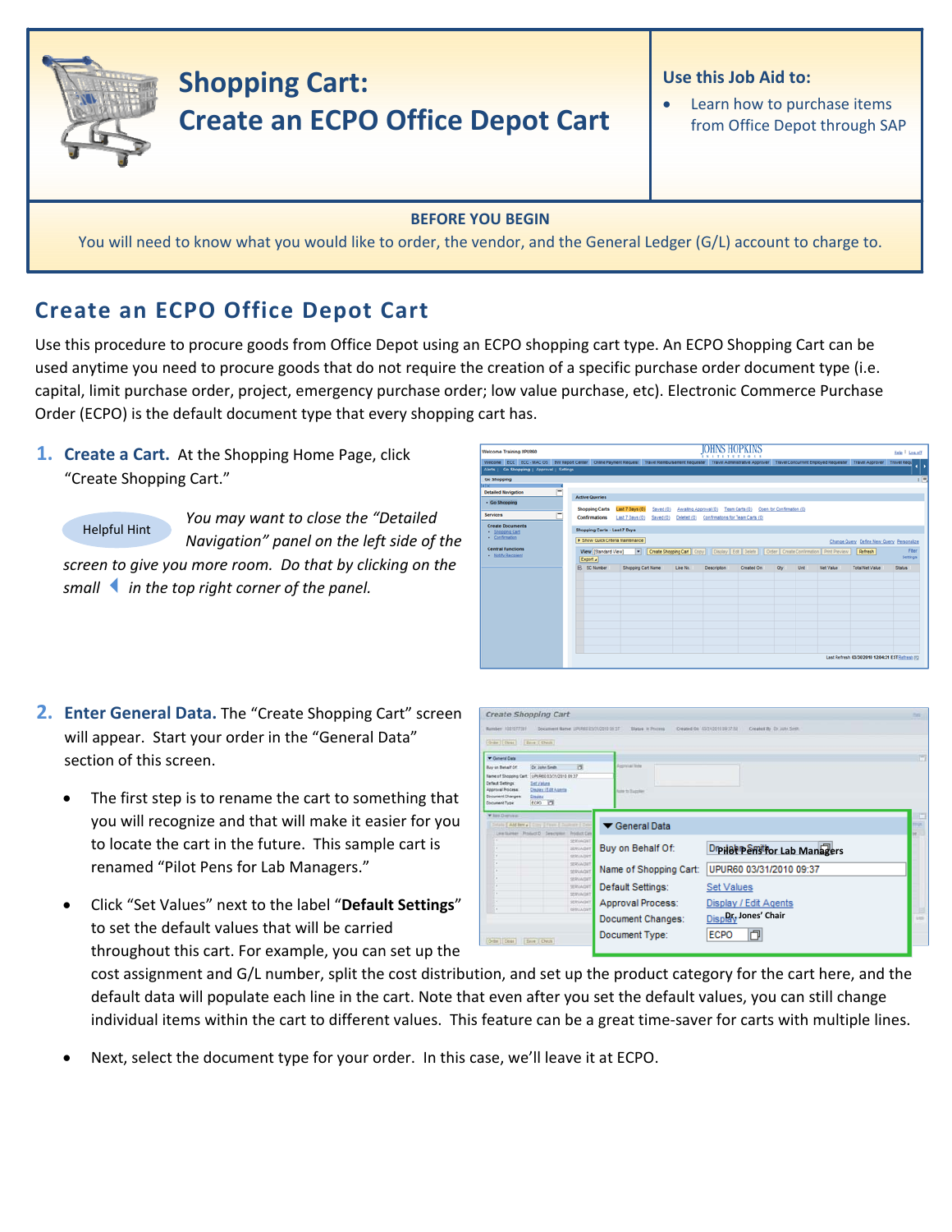# Shopping Cart: Create an ECPO Office Depot Cart

**Use this Job Aid to:**

- Learn how to purchase items from Office Depot through SAP

**BEFORE YOU BEGIN**

You will need to know what you would like to order, the vendor, and the General Ledger (G/L) account to charge to.

## Create an ECPO Office Depot Cart

Use this procedure to procure goods from Office Depot using an ECPO shopping cart type. An ECPO Shopping Cart can be used anytime you need to procure goods that do not require the creation of a specific purchase order document type (i.e. capital, limit purchase order, project, emergency purchase order; low value purchase, etc). Electronic Commerce Purchase Order (ECPO) is the default document type that every shopping cart has.

1. **Create a Cart.** At the Shopping Home Page, click "Create Shopping Cart."

Helpful Hint: *You may want to close the "Detailed Navigation" panel on the left side of the screen to give you more room. Do that by clicking on the small ◀ in the top right corner of the panel.*

2. **Enter General Data.** The "Create Shopping Cart" screen will appear. Start your order in the "General Data" section of this screen.

- The first step is to rename the cart to something that you will recognize and that will make it easier for you to locate the cart in the future. This sample cart is renamed "Pilot Pens for Lab Managers."
- Click "Set Values" next to the label "**Default Settings**" to set the default values that will be carried throughout this cart. For example, you can set up the cost assignment and G/L number, split the cost distribution, and set up the product category for the cart here, and the default data will populate each line in the cart. Note that even after you set the default values, you can still change individual items within the cart to different values. This feature can be a great time-saver for carts with multiple lines.
- Next, select the document type for your order. In this case, we'll leave it at ECPO.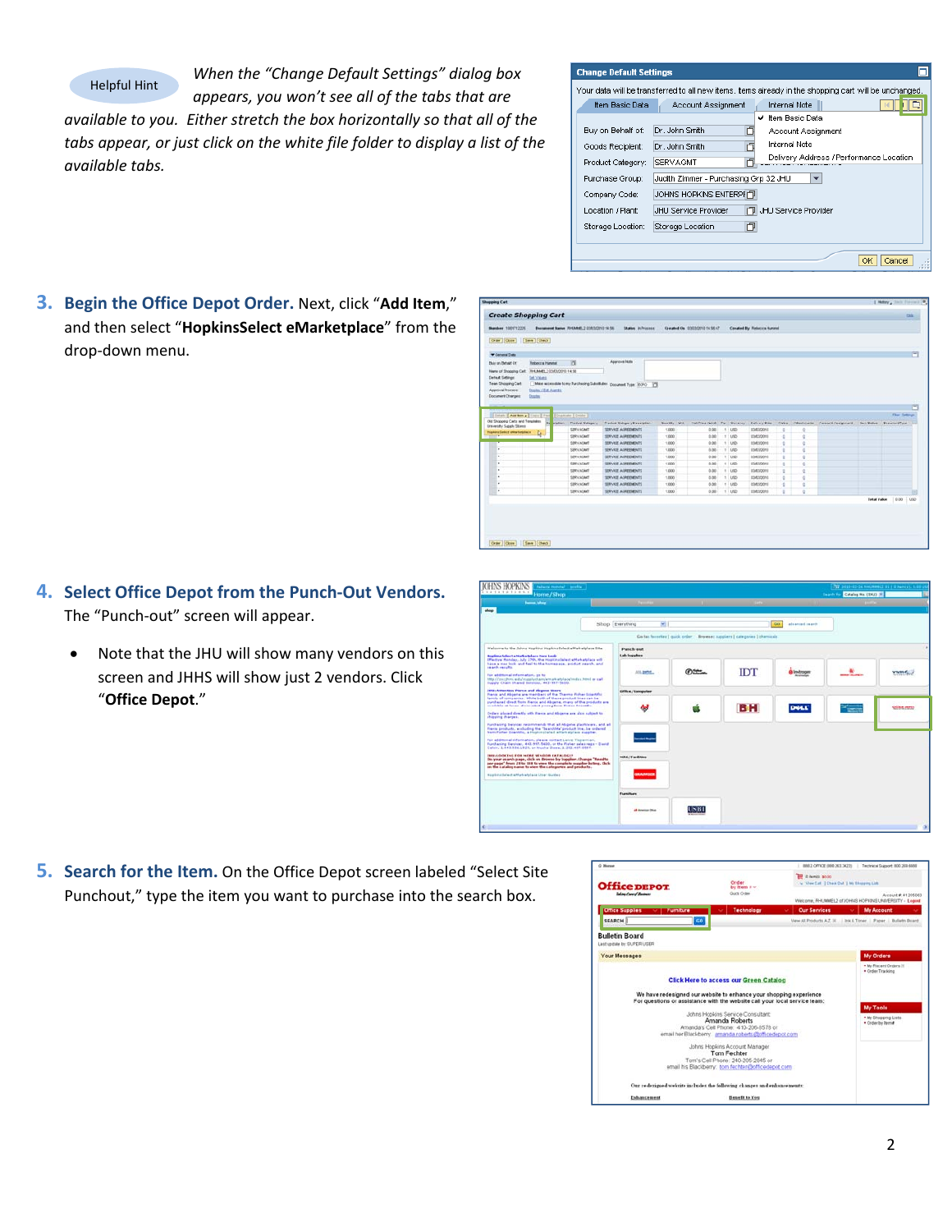Helpful Hint

*When the "Change Default Settings" dialog box appears, you won't see all of the tabs that are available to you. Either stretch the box horizontally so that all of the tabs appear, or just click on the white file folder to display a list of the available tabs.*

3. **Begin the Office Depot Order.** Next, click "**Add Item**," and then select "**HopkinsSelect eMarketplace**" from the drop-down menu.

4. **Select Office Depot from the Punch-Out Vendors.** The "Punch-out" screen will appear.

   - Note that the JHU will show many vendors on this screen and JHHS will show just 2 vendors. Click "**Office Depot**."

5. **Search for the Item.** On the Office Depot screen labeled "Select Site Punchout," type the item you want to purchase into the search box.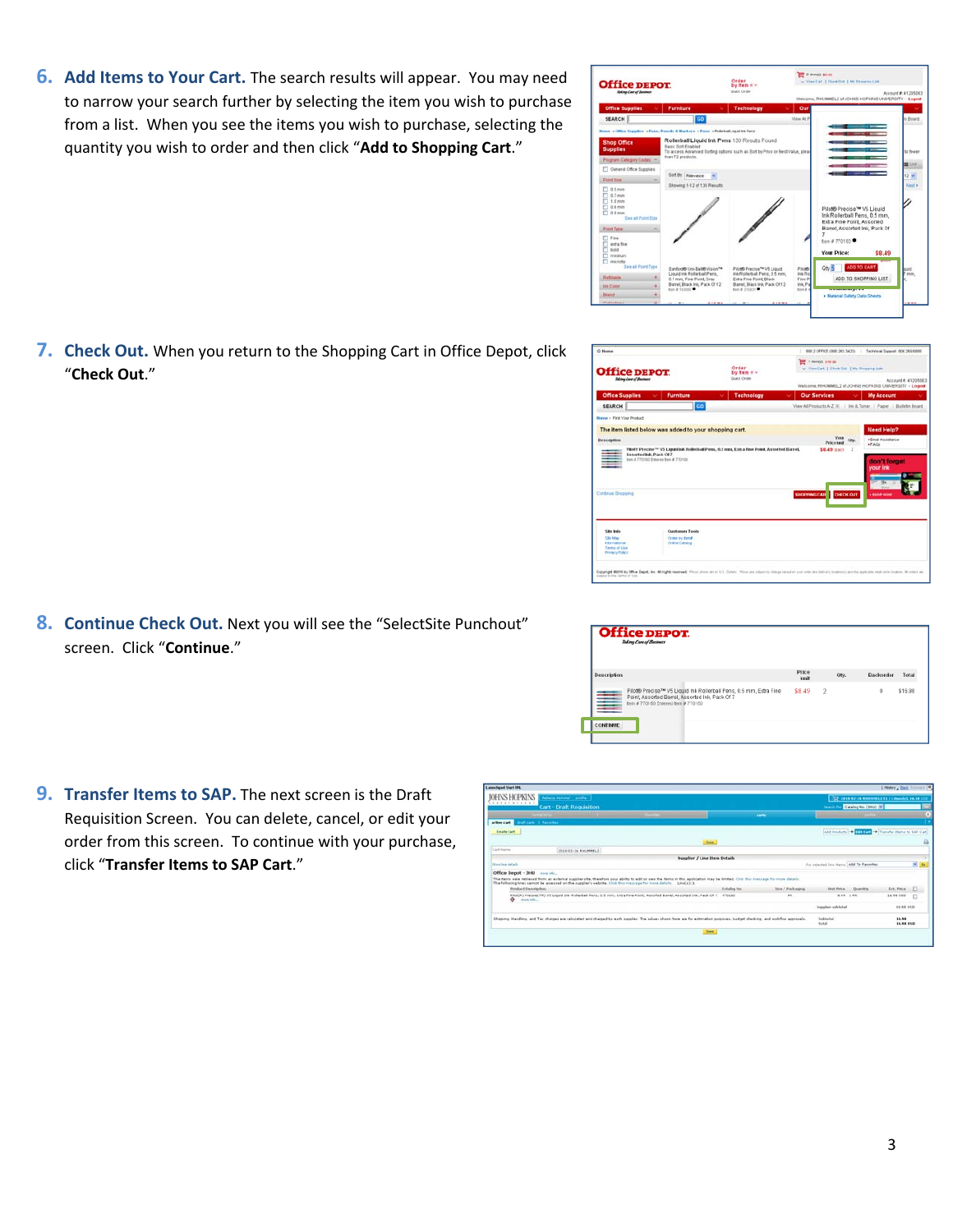6. **Add Items to Your Cart.** The search results will appear. You may need to narrow your search further by selecting the item you wish to purchase from a list. When you see the items you wish to purchase, selecting the quantity you wish to order and then click "**Add to Shopping Cart**."

7. **Check Out.** When you return to the Shopping Cart in Office Depot, click "**Check Out**."

8. **Continue Check Out.** Next you will see the "SelectSite Punchout" screen. Click "**Continue**."

9. **Transfer Items to SAP.** The next screen is the Draft Requisition Screen. You can delete, cancel, or edit your order from this screen. To continue with your purchase, click "**Transfer Items to SAP Cart**."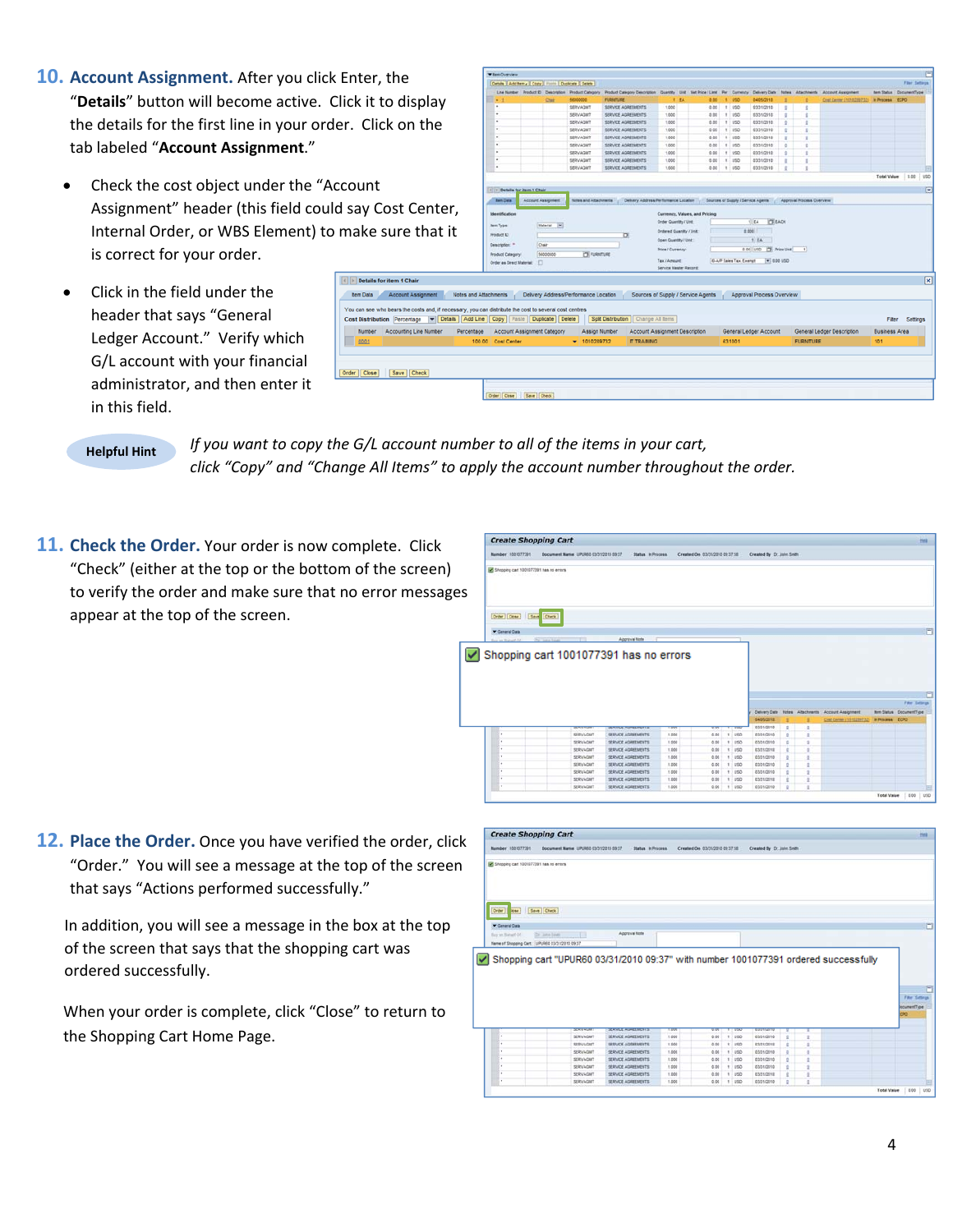## 10. Account Assignment.

After you click Enter, the "**Details**" button will become active. Click it to display the details for the first line in your order. Click on the tab labeled "**Account Assignment**."

- Check the cost object under the "Account Assignment" header (this field could say Cost Center, Internal Order, or WBS Element) to make sure that it is correct for your order.
- Click in the field under the header that says "General Ledger Account." Verify which G/L account with your financial administrator, and then enter it in this field.

**Helpful Hint** *If you want to copy the G/L account number to all of the items in your cart, click "Copy" and "Change All Items" to apply the account number throughout the order.*

## 11. Check the Order.

Your order is now complete. Click "Check" (either at the top or the bottom of the screen) to verify the order and make sure that no error messages appear at the top of the screen.

Shopping cart 1001077391 has no errors

## 12. Place the Order.

Once you have verified the order, click "Order." You will see a message at the top of the screen that says "Actions performed successfully."

In addition, you will see a message in the box at the top of the screen that says that the shopping cart was ordered successfully.

When your order is complete, click "Close" to return to the Shopping Cart Home Page.

Shopping cart "UPUR60 03/31/2010 09:37" with number 1001077391 ordered successfully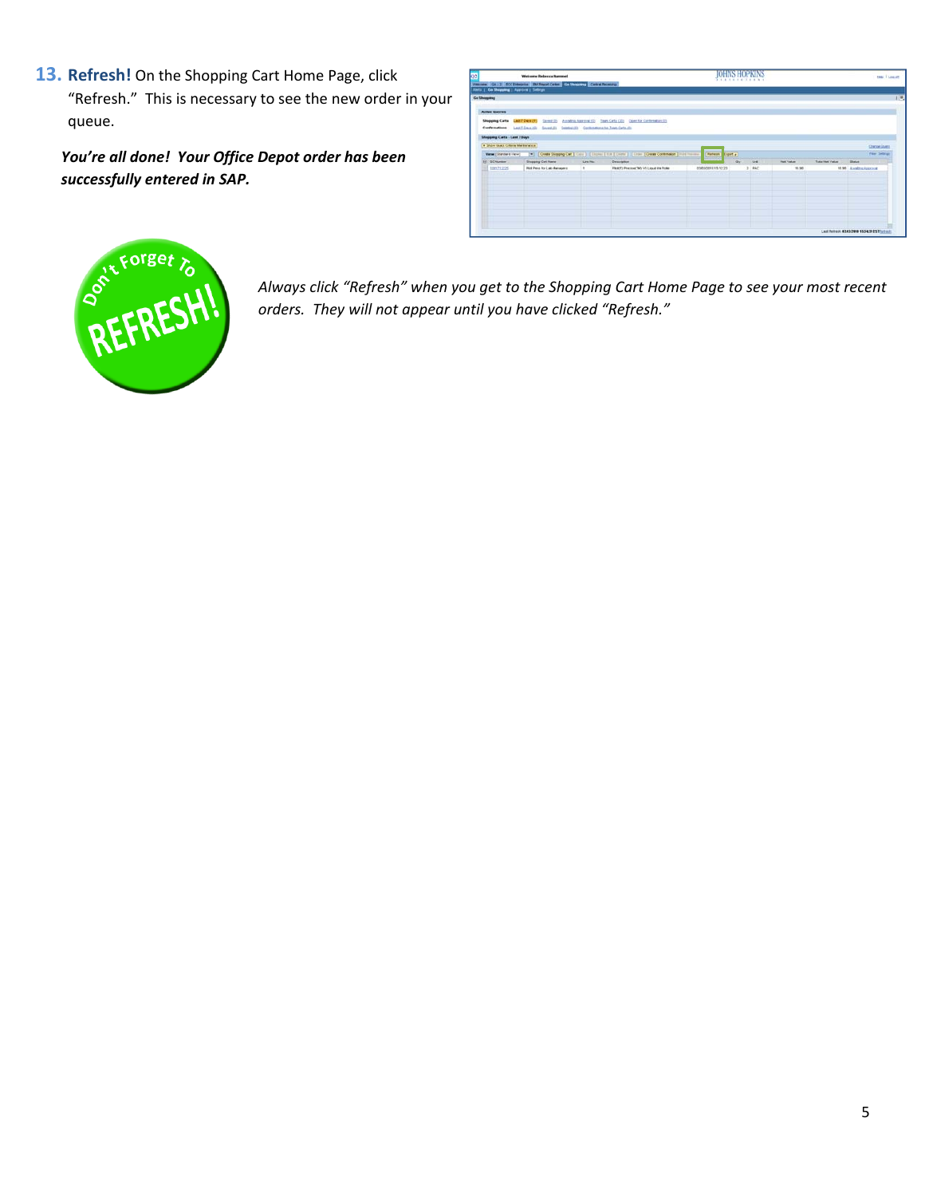**13. Refresh!** On the Shopping Cart Home Page, click "Refresh." This is necessary to see the new order in your queue.

***You're all done! Your Office Depot order has been successfully entered in SAP.***

*Always click "Refresh" when you get to the Shopping Cart Home Page to see your most recent orders. They will not appear until you have clicked "Refresh."*